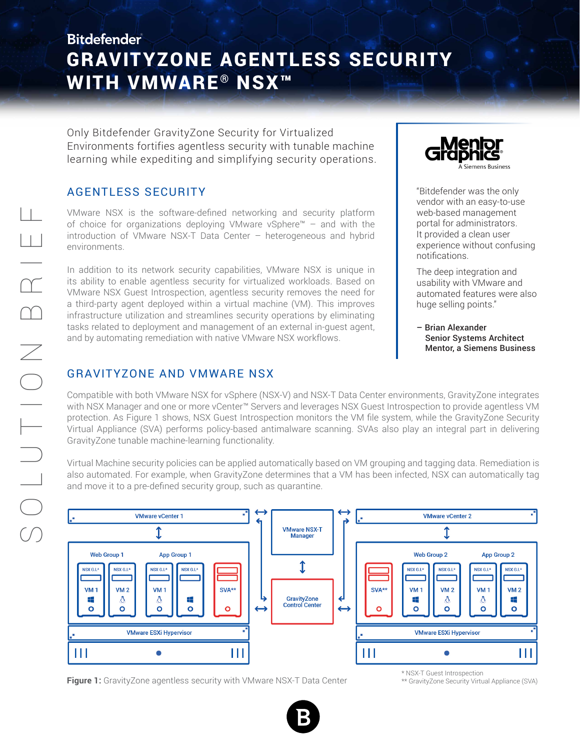Bitdefender

# GRAVITYZONE AGENTLESS SECURITY WITH VMWARE® NSX™

SOLUTION BRIEF

Only Bitdefender GravityZone Security for Virtualized Environments fortifies agentless security with tunable machine learning while expediting and simplifying security operations.

## AGENTLESS SECURITY

VMware NSX is the software-defined networking and security platform of choice for organizations deploying VMware vSphere™ – and with the introduction of VMware NSX-T Data Center – heterogeneous and hybrid environments.

In addition to its network security capabilities, VMware NSX is unique in its ability to enable agentless security for virtualized workloads. Based on VMware NSX Guest Introspection, agentless security removes the need for a third-party agent deployed within a virtual machine (VM). This improves infrastructure utilization and streamlines security operations by eliminating tasks related to deployment and management of an external in-guest agent, and by automating remediation with native VMware NSX workflows.

Mentor Graphics — A Siemens Business

"Bitdefender was the only vendor with an easy-to-use web-based management portal for administrators. It provided a clean user experience without confusing notifications.

The deep integration and usability with VMware and automated features were also huge selling points."

**– Brian Alexander**
**Senior Systems Architect**
**Mentor, a Siemens Business**

## GRAVITYZONE AND VMWARE NSX

Compatible with both VMware NSX for vSphere (NSX-V) and NSX-T Data Center environments, GravityZone integrates with NSX Manager and one or more vCenter™ Servers and leverages NSX Guest Introspection to provide agentless VM protection. As Figure 1 shows, NSX Guest Introspection monitors the VM file system, while the GravityZone Security Virtual Appliance (SVA) performs policy-based antimalware scanning. SVAs also play an integral part in delivering GravityZone tunable machine-learning functionality.

Virtual Machine security policies can be applied automatically based on VM grouping and tagging data. Remediation is also automated. For example, when GravityZone determines that a VM has been infected, NSX can automatically tag and move it to a pre-defined security group, such as quarantine.

VMware vCenter 1 | VMware NSX-T Manager | VMware vCenter 2

Web Group 1 | App Group 1 | GravityZone Control Center | Web Group 2 | App Group 2

NSX G.I.* VM 1 | NSX G.I.* VM 2 | NSX G.I.* VM 1 | NSX G.I.* VM 2 | SVA** | SVA** | NSX G.I.* VM 1 | NSX G.I.* VM 2 | NSX G.I.* VM 1 | NSX G.I.* VM 2

VMware ESXi Hypervisor | VMware ESXi Hypervisor

**Figure 1:** GravityZone agentless security with VMware NSX-T Data Center

\* NSX-T Guest Introspection
\*\* GravityZone Security Virtual Appliance (SVA)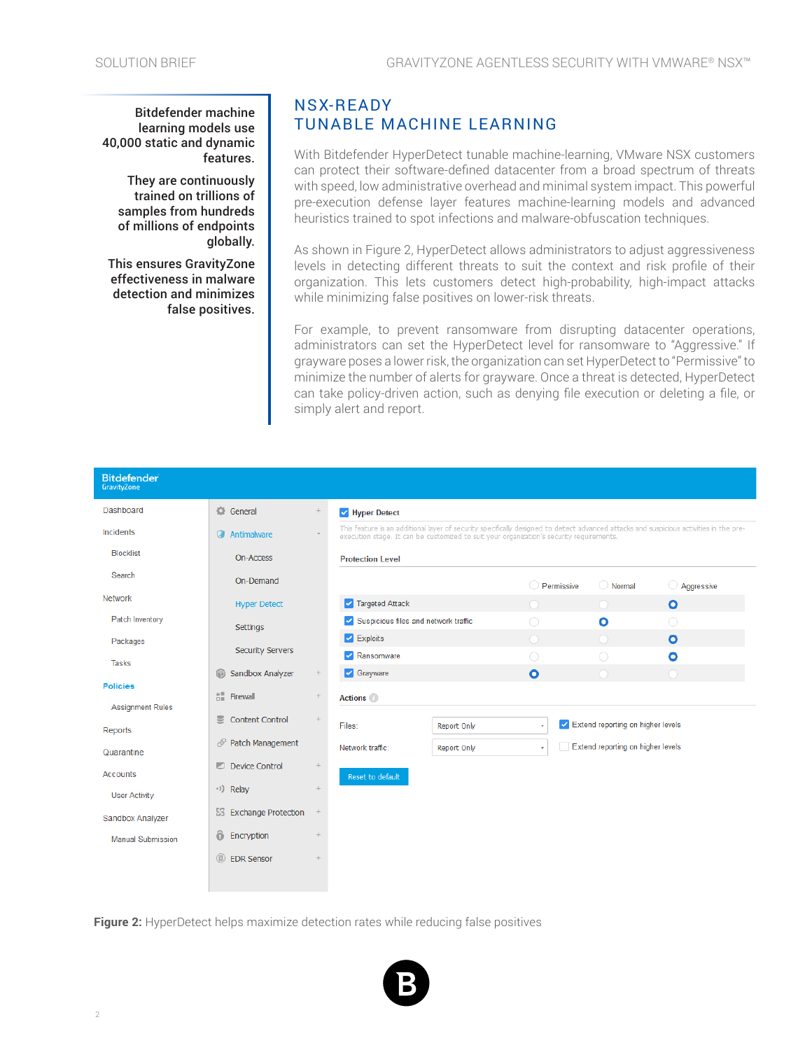Bitdefender machine learning models use 40,000 static and dynamic features.

They are continuously trained on trillions of samples from hundreds of millions of endpoints globally.

This ensures GravityZone effectiveness in malware detection and minimizes false positives.

## NSX-READY TUNABLE MACHINE LEARNING

With Bitdefender HyperDetect tunable machine-learning, VMware NSX customers can protect their software-defined datacenter from a broad spectrum of threats with speed, low administrative overhead and minimal system impact. This powerful pre-execution defense layer features machine-learning models and advanced heuristics trained to spot infections and malware-obfuscation techniques.

As shown in Figure 2, HyperDetect allows administrators to adjust aggressiveness levels in detecting different threats to suit the context and risk profile of their organization. This lets customers detect high-probability, high-impact attacks while minimizing false positives on lower-risk threats.

For example, to prevent ransomware from disrupting datacenter operations, administrators can set the HyperDetect level for ransomware to "Aggressive." If grayware poses a lower risk, the organization can set HyperDetect to "Permissive" to minimize the number of alerts for grayware. Once a threat is detected, HyperDetect can take policy-driven action, such as denying file execution or deleting a file, or simply alert and report.

**Figure 2:** HyperDetect helps maximize detection rates while reducing false positives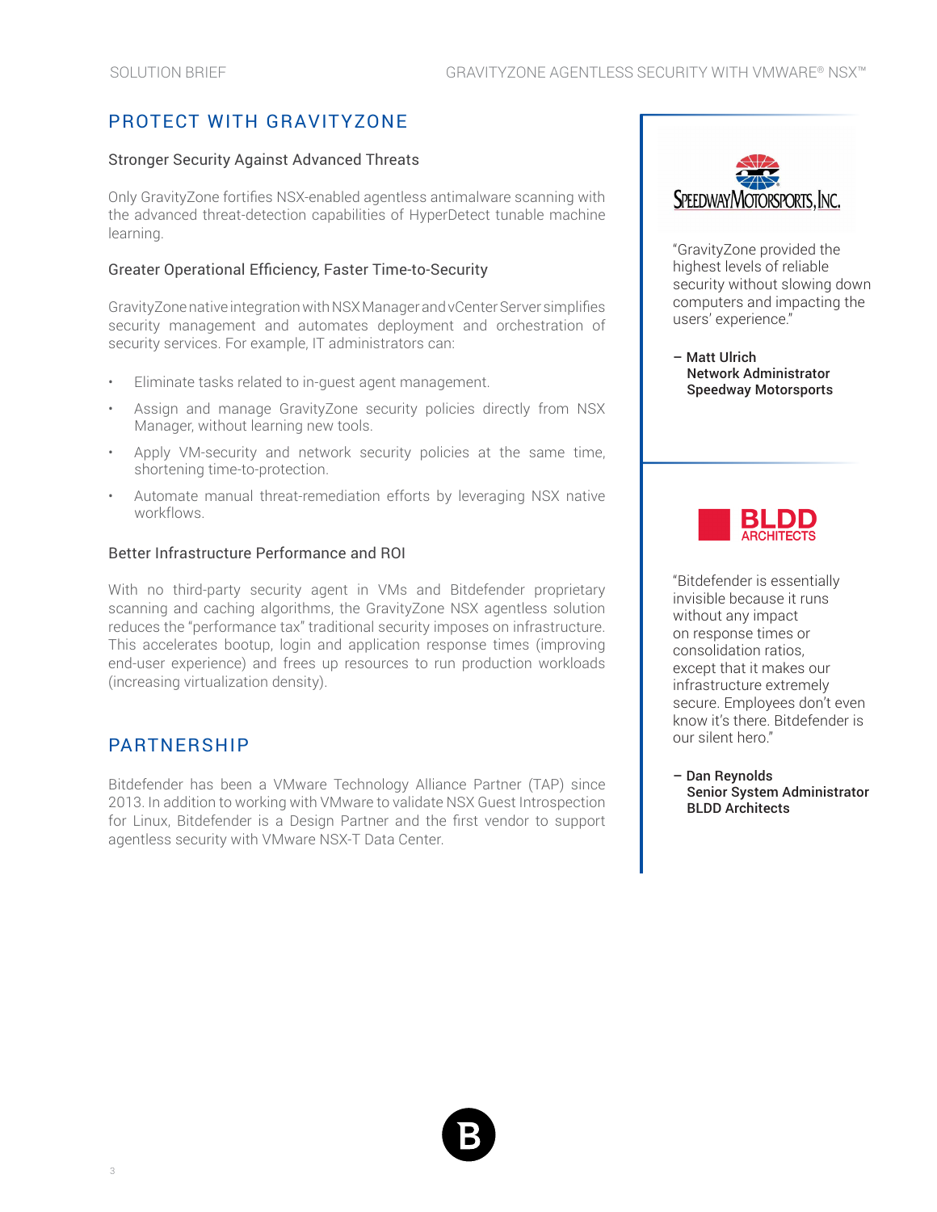## PROTECT WITH GRAVITYZONE

### Stronger Security Against Advanced Threats

Only GravityZone fortifies NSX-enabled agentless antimalware scanning with the advanced threat-detection capabilities of HyperDetect tunable machine learning.

### Greater Operational Efficiency, Faster Time-to-Security

GravityZone native integration with NSX Manager and vCenter Server simplifies security management and automates deployment and orchestration of security services. For example, IT administrators can:

- Eliminate tasks related to in-guest agent management.
- Assign and manage GravityZone security policies directly from NSX Manager, without learning new tools.
- Apply VM-security and network security policies at the same time, shortening time-to-protection.
- Automate manual threat-remediation efforts by leveraging NSX native workflows.

### Better Infrastructure Performance and ROI

With no third-party security agent in VMs and Bitdefender proprietary scanning and caching algorithms, the GravityZone NSX agentless solution reduces the "performance tax" traditional security imposes on infrastructure. This accelerates bootup, login and application response times (improving end-user experience) and frees up resources to run production workloads (increasing virtualization density).

## PARTNERSHIP

Bitdefender has been a VMware Technology Alliance Partner (TAP) since 2013. In addition to working with VMware to validate NSX Guest Introspection for Linux, Bitdefender is a Design Partner and the first vendor to support agentless security with VMware NSX-T Data Center.

---

SPEEDWAY MOTORSPORTS, INC.

"GravityZone provided the highest levels of reliable security without slowing down computers and impacting the users' experience."

**– Matt Ulrich**
**Network Administrator**
**Speedway Motorsports**

---

BLDD ARCHITECTS

"Bitdefender is essentially invisible because it runs without any impact on response times or consolidation ratios, except that it makes our infrastructure extremely secure. Employees don't even know it's there. Bitdefender is our silent hero."

**– Dan Reynolds**
**Senior System Administrator**
**BLDD Architects**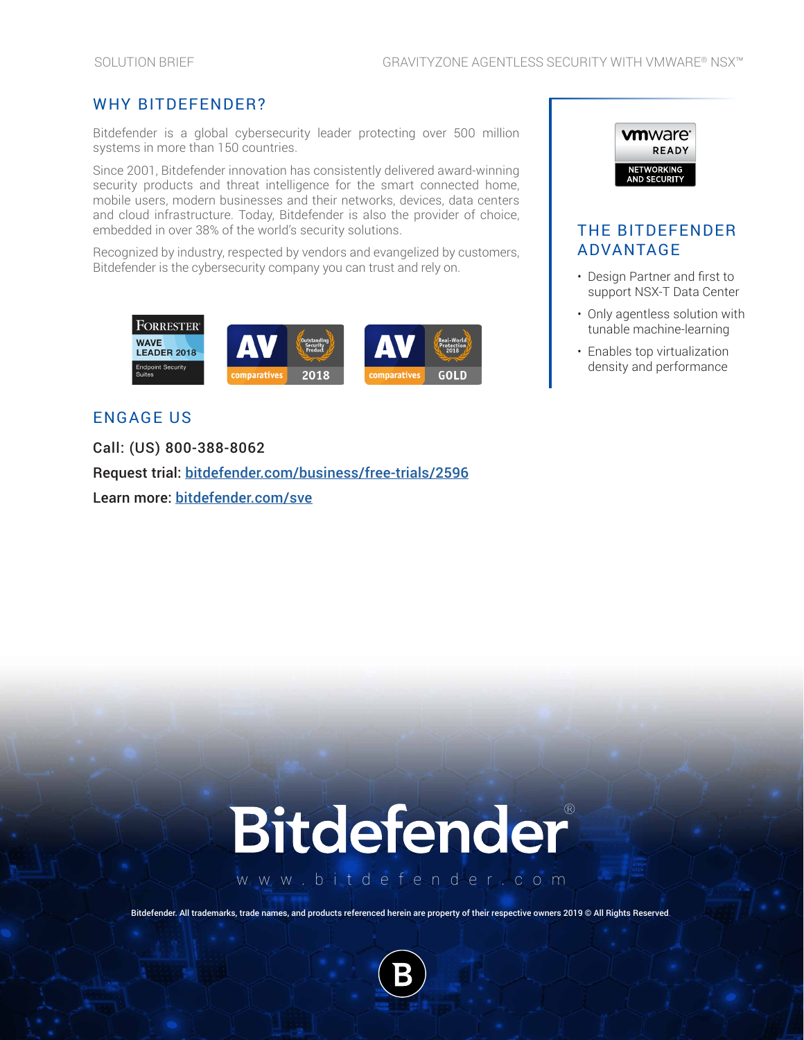## WHY BITDEFENDER?

Bitdefender is a global cybersecurity leader protecting over 500 million systems in more than 150 countries.

Since 2001, Bitdefender innovation has consistently delivered award-winning security products and threat intelligence for the smart connected home, mobile users, modern businesses and their networks, devices, data centers and cloud infrastructure. Today, Bitdefender is also the provider of choice, embedded in over 38% of the world's security solutions.

Recognized by industry, respected by vendors and evangelized by customers, Bitdefender is the cybersecurity company you can trust and rely on.

## ENGAGE US

**Call:** (US) 800-388-8062

**Request trial:** [bitdefender.com/business/free-trials/2596](bitdefender.com/business/free-trials/2596)

**Learn more:** [bitdefender.com/sve](bitdefender.com/sve)

## THE BITDEFENDER ADVANTAGE

- Design Partner and first to support NSX-T Data Center
- Only agentless solution with tunable machine-learning
- Enables top virtualization density and performance

Bitdefender

www.bitdefender.com

Bitdefender. All trademarks, trade names, and products referenced herein are property of their respective owners 2019 © All Rights Reserved.